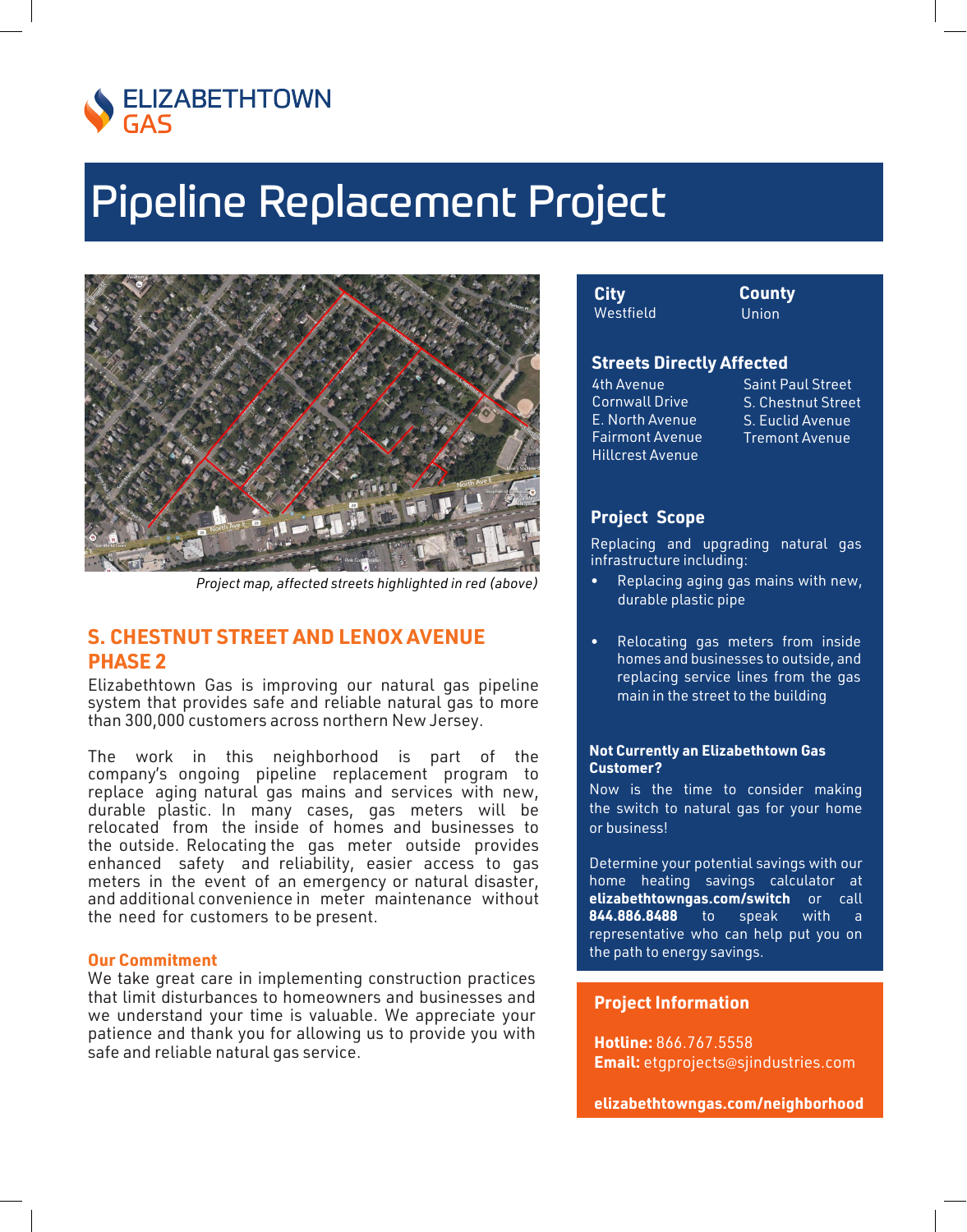ELIZABETHTOWN GAS

# Pipeline Replacement Project

*Project map, affected streets highlighted in red (above)*

## S. CHESTNUT STREET AND LENOX AVENUE PHASE 2

Elizabethtown Gas is improving our natural gas pipeline system that provides safe and reliable natural gas to more than 300,000 customers across northern New Jersey.

The work in this neighborhood is part of the company's ongoing pipeline replacement program to replace aging natural gas mains and services with new, durable plastic. In many cases, gas meters will be relocated from the inside of homes and businesses to the outside. Relocating the gas meter outside provides enhanced safety and reliability, easier access to gas meters in the event of an emergency or natural disaster, and additional convenience in meter maintenance without the need for customers to be present.

### Our Commitment

We take great care in implementing construction practices that limit disturbances to homeowners and businesses and we understand your time is valuable. We appreciate your patience and thank you for allowing us to provide you with safe and reliable natural gas service.

**City**
Westfield

**County**
Union

### Streets Directly Affected

- 4th Avenue
- Cornwall Drive
- E. North Avenue
- Fairmont Avenue
- Hillcrest Avenue
- Saint Paul Street
- S. Chestnut Street
- S. Euclid Avenue
- Tremont Avenue

### Project Scope

Replacing and upgrading natural gas infrastructure including:

- Replacing aging gas mains with new, durable plastic pipe
- Relocating gas meters from inside homes and businesses to outside, and replacing service lines from the gas main in the street to the building

### Not Currently an Elizabethtown Gas Customer?

Now is the time to consider making the switch to natural gas for your home or business!

Determine your potential savings with our home heating savings calculator at **elizabethtowngas.com/switch** or call **844.886.8488** to speak with a representative who can help put you on the path to energy savings.

### Project Information

**Hotline:** 866.767.5558
**Email:** etgprojects@sjindustries.com

**elizabethtowngas.com/neighborhood**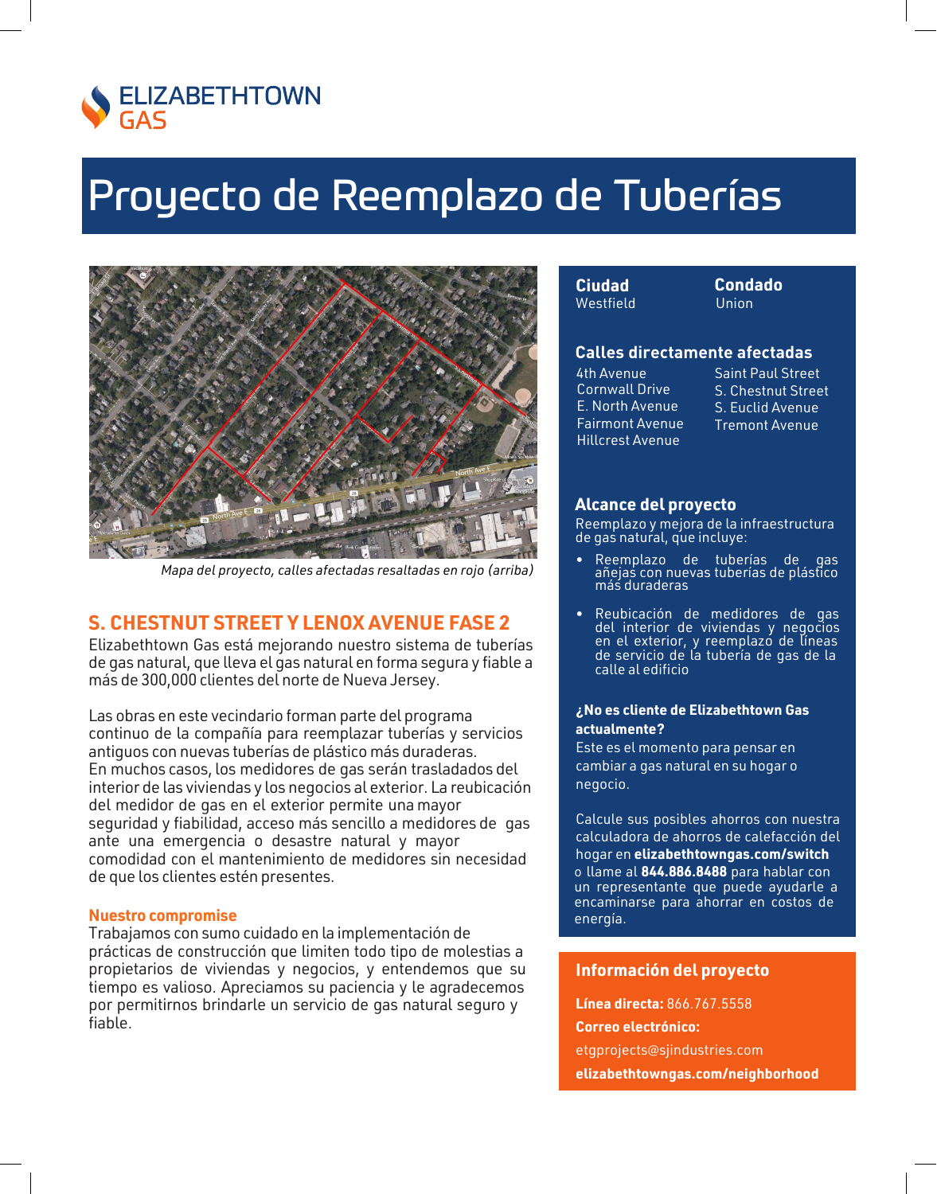ELIZABETHTOWN GAS

# Proyecto de Reemplazo de Tuberías

*Mapa del proyecto, calles afectadas resaltadas en rojo (arriba)*

## S. CHESTNUT STREET Y LENOX AVENUE FASE 2

Elizabethtown Gas está mejorando nuestro sistema de tuberías de gas natural, que lleva el gas natural en forma segura y fiable a más de 300,000 clientes del norte de Nueva Jersey.

Las obras en este vecindario forman parte del programa continuo de la compañía para reemplazar tuberías y servicios antiguos con nuevas tuberías de plástico más duraderas. En muchos casos, los medidores de gas serán trasladados del interior de las viviendas y los negocios al exterior. La reubicación del medidor de gas en el exterior permite una mayor seguridad y fiabilidad, acceso más sencillo a medidores de gas ante una emergencia o desastre natural y mayor comodidad con el mantenimiento de medidores sin necesidad de que los clientes estén presentes.

### Nuestro compromise

Trabajamos con sumo cuidado en la implementación de prácticas de construcción que limiten todo tipo de molestias a propietarios de viviendas y negocios, y entendemos que su tiempo es valioso. Apreciamos su paciencia y le agradecemos por permitirnos brindarle un servicio de gas natural seguro y fiable.

**Ciudad**
Westfield

**Condado**
Union

### Calles directamente afectadas

- 4th Avenue
- Cornwall Drive
- E. North Avenue
- Fairmont Avenue
- Hillcrest Avenue
- Saint Paul Street
- S. Chestnut Street
- S. Euclid Avenue
- Tremont Avenue

### Alcance del proyecto

Reemplazo y mejora de la infraestructura de gas natural, que incluye:

- Reemplazo de tuberías de gas añejas con nuevas tuberías de plástico más duraderas
- Reubicación de medidores de gas del interior de viviendas y negocios en el exterior, y reemplazo de líneas de servicio de la tubería de gas de la calle al edificio

**¿No es cliente de Elizabethtown Gas actualmente?**

Este es el momento para pensar en cambiar a gas natural en su hogar o negocio.

Calcule sus posibles ahorros con nuestra calculadora de ahorros de calefacción del hogar en **elizabethtowngas.com/switch** o llame al **844.886.8488** para hablar con un representante que puede ayudarle a encaminarse para ahorrar en costos de energía.

### Información del proyecto

**Línea directa:** 866.767.5558

**Correo electrónico:**
etgprojects@sjindustries.com

**elizabethtowngas.com/neighborhood**